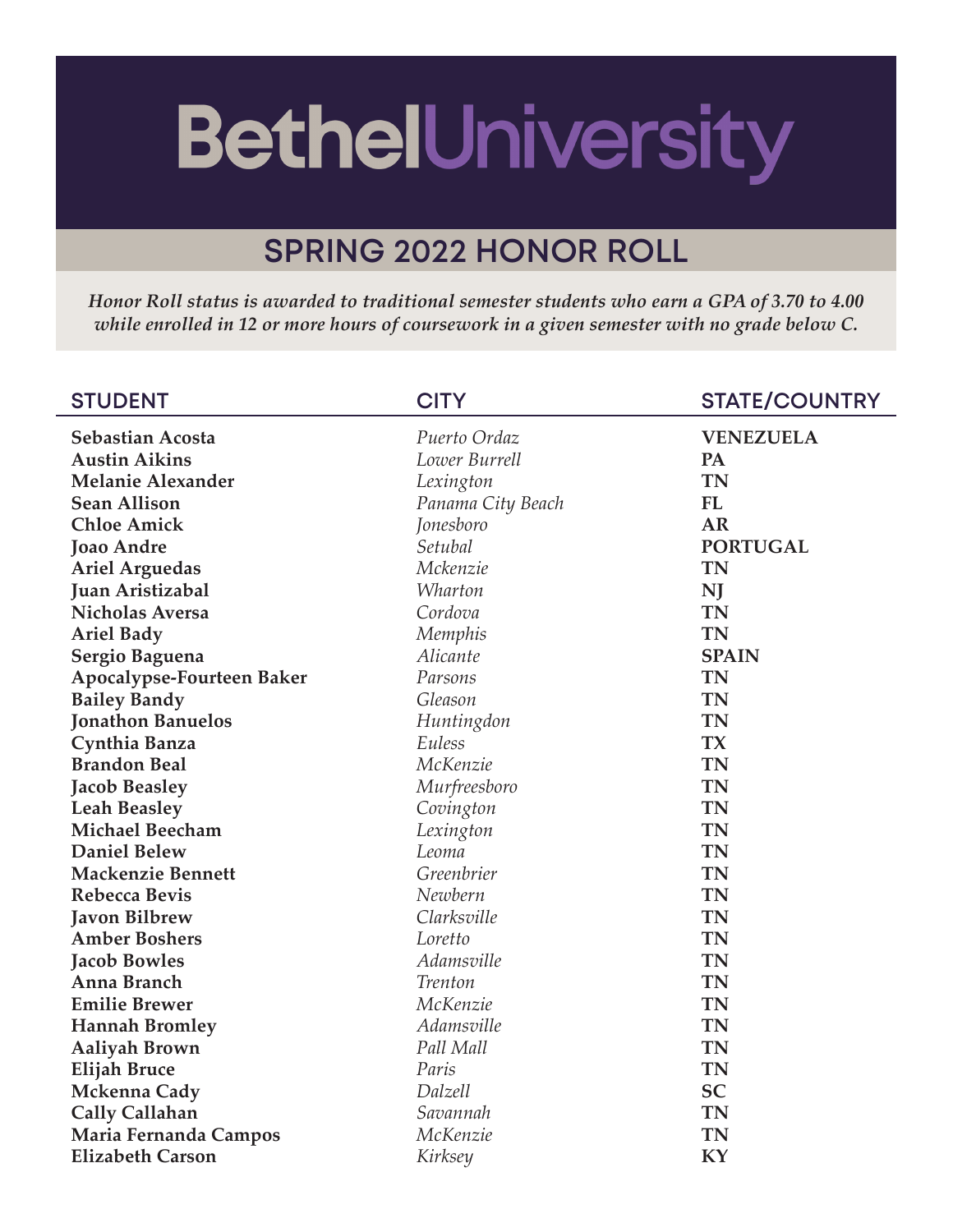# BethelUniversity

## SPRING 2022 HONOR ROLL

*Honor Roll status is awarded to traditional semester students who earn a GPA of 3.70 to 4.00 while enrolled in 12 or more hours of coursework in a given semester with no grade below C.*

| STUDENT | CITY | STATE/COUNTRY |
|---|---|---|
| **Sebastian Acosta** | *Puerto Ordaz* | **VENEZUELA** |
| **Austin Aikins** | *Lower Burrell* | **PA** |
| **Melanie Alexander** | *Lexington* | **TN** |
| **Sean Allison** | *Panama City Beach* | **FL** |
| **Chloe Amick** | *Jonesboro* | **AR** |
| **Joao Andre** | *Setubal* | **PORTUGAL** |
| **Ariel Arguedas** | *Mckenzie* | **TN** |
| **Juan Aristizabal** | *Wharton* | **NJ** |
| **Nicholas Aversa** | *Cordova* | **TN** |
| **Ariel Bady** | *Memphis* | **TN** |
| **Sergio Baguena** | *Alicante* | **SPAIN** |
| **Apocalypse-Fourteen Baker** | *Parsons* | **TN** |
| **Bailey Bandy** | *Gleason* | **TN** |
| **Jonathon Banuelos** | *Huntingdon* | **TN** |
| **Cynthia Banza** | *Euless* | **TX** |
| **Brandon Beal** | *McKenzie* | **TN** |
| **Jacob Beasley** | *Murfreesboro* | **TN** |
| **Leah Beasley** | *Covington* | **TN** |
| **Michael Beecham** | *Lexington* | **TN** |
| **Daniel Belew** | *Leoma* | **TN** |
| **Mackenzie Bennett** | *Greenbrier* | **TN** |
| **Rebecca Bevis** | *Newbern* | **TN** |
| **Javon Bilbrew** | *Clarksville* | **TN** |
| **Amber Boshers** | *Loretto* | **TN** |
| **Jacob Bowles** | *Adamsville* | **TN** |
| **Anna Branch** | *Trenton* | **TN** |
| **Emilie Brewer** | *McKenzie* | **TN** |
| **Hannah Bromley** | *Adamsville* | **TN** |
| **Aaliyah Brown** | *Pall Mall* | **TN** |
| **Elijah Bruce** | *Paris* | **TN** |
| **Mckenna Cady** | *Dalzell* | **SC** |
| **Cally Callahan** | *Savannah* | **TN** |
| **Maria Fernanda Campos** | *McKenzie* | **TN** |
| **Elizabeth Carson** | *Kirksey* | **KY** |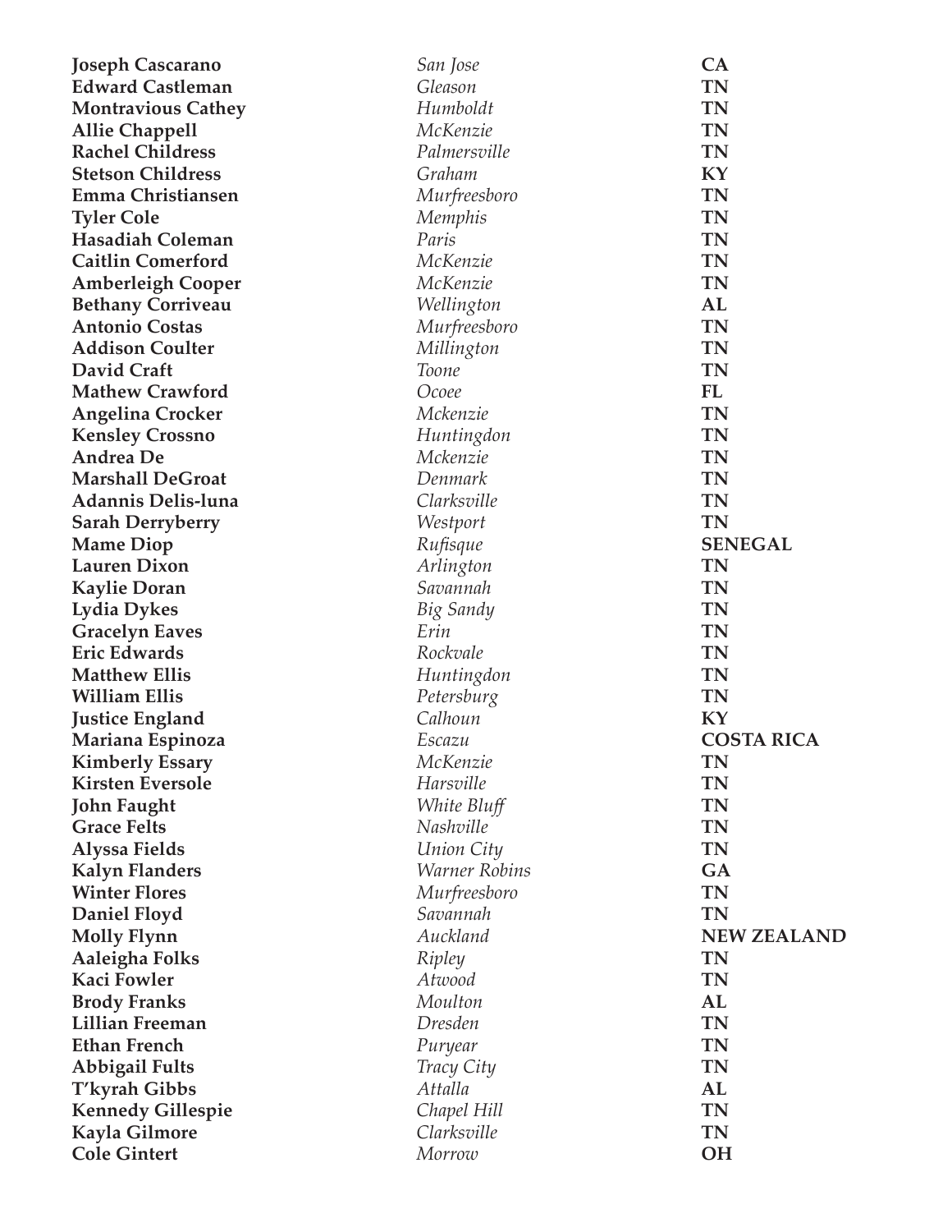| | | |
|---|---|---|
| **Joseph Cascarano** | *San Jose* | **CA** |
| **Edward Castleman** | *Gleason* | **TN** |
| **Montravious Cathey** | *Humboldt* | **TN** |
| **Allie Chappell** | *McKenzie* | **TN** |
| **Rachel Childress** | *Palmersville* | **TN** |
| **Stetson Childress** | *Graham* | **KY** |
| **Emma Christiansen** | *Murfreesboro* | **TN** |
| **Tyler Cole** | *Memphis* | **TN** |
| **Hasadiah Coleman** | *Paris* | **TN** |
| **Caitlin Comerford** | *McKenzie* | **TN** |
| **Amberleigh Cooper** | *McKenzie* | **TN** |
| **Bethany Corriveau** | *Wellington* | **AL** |
| **Antonio Costas** | *Murfreesboro* | **TN** |
| **Addison Coulter** | *Millington* | **TN** |
| **David Craft** | *Toone* | **TN** |
| **Mathew Crawford** | *Ocoee* | **FL** |
| **Angelina Crocker** | *Mckenzie* | **TN** |
| **Kensley Crossno** | *Huntingdon* | **TN** |
| **Andrea De** | *Mckenzie* | **TN** |
| **Marshall DeGroat** | *Denmark* | **TN** |
| **Adannis Delis-luna** | *Clarksville* | **TN** |
| **Sarah Derryberry** | *Westport* | **TN** |
| **Mame Diop** | *Rufisque* | **SENEGAL** |
| **Lauren Dixon** | *Arlington* | **TN** |
| **Kaylie Doran** | *Savannah* | **TN** |
| **Lydia Dykes** | *Big Sandy* | **TN** |
| **Gracelyn Eaves** | *Erin* | **TN** |
| **Eric Edwards** | *Rockvale* | **TN** |
| **Matthew Ellis** | *Huntingdon* | **TN** |
| **William Ellis** | *Petersburg* | **TN** |
| **Justice England** | *Calhoun* | **KY** |
| **Mariana Espinoza** | *Escazu* | **COSTA RICA** |
| **Kimberly Essary** | *McKenzie* | **TN** |
| **Kirsten Eversole** | *Harsville* | **TN** |
| **John Faught** | *White Bluff* | **TN** |
| **Grace Felts** | *Nashville* | **TN** |
| **Alyssa Fields** | *Union City* | **TN** |
| **Kalyn Flanders** | *Warner Robins* | **GA** |
| **Winter Flores** | *Murfreesboro* | **TN** |
| **Daniel Floyd** | *Savannah* | **TN** |
| **Molly Flynn** | *Auckland* | **NEW ZEALAND** |
| **Aaleigha Folks** | *Ripley* | **TN** |
| **Kaci Fowler** | *Atwood* | **TN** |
| **Brody Franks** | *Moulton* | **AL** |
| **Lillian Freeman** | *Dresden* | **TN** |
| **Ethan French** | *Puryear* | **TN** |
| **Abbigail Fults** | *Tracy City* | **TN** |
| **T'kyrah Gibbs** | *Attalla* | **AL** |
| **Kennedy Gillespie** | *Chapel Hill* | **TN** |
| **Kayla Gilmore** | *Clarksville* | **TN** |
| **Cole Gintert** | *Morrow* | **OH** |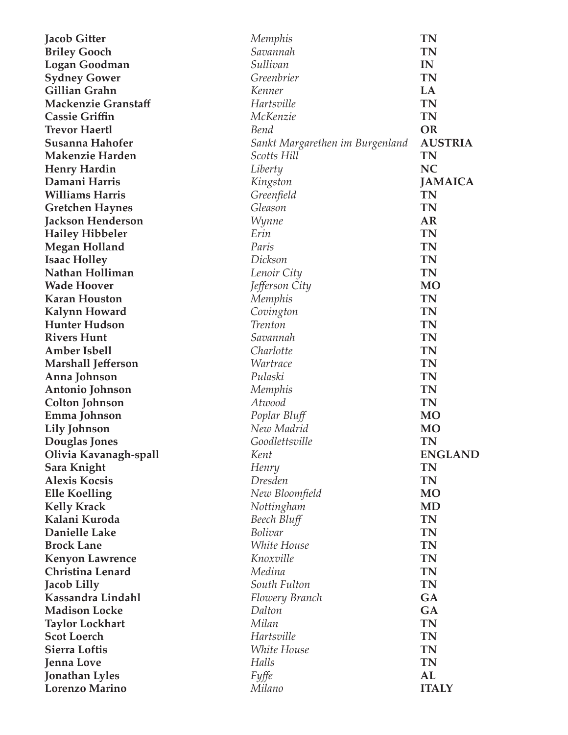| | | |
|---|---|---|
| **Jacob Gitter** | *Memphis* | **TN** |
| **Briley Gooch** | *Savannah* | **TN** |
| **Logan Goodman** | *Sullivan* | **IN** |
| **Sydney Gower** | *Greenbrier* | **TN** |
| **Gillian Grahn** | *Kenner* | **LA** |
| **Mackenzie Granstaff** | *Hartsville* | **TN** |
| **Cassie Griffin** | *McKenzie* | **TN** |
| **Trevor Haertl** | *Bend* | **OR** |
| **Susanna Hahofer** | *Sankt Margarethen im Burgenland* | **AUSTRIA** |
| **Makenzie Harden** | *Scotts Hill* | **TN** |
| **Henry Hardin** | *Liberty* | **NC** |
| **Damani Harris** | *Kingston* | **JAMAICA** |
| **Williams Harris** | *Greenfield* | **TN** |
| **Gretchen Haynes** | *Gleason* | **TN** |
| **Jackson Henderson** | *Wynne* | **AR** |
| **Hailey Hibbeler** | *Erin* | **TN** |
| **Megan Holland** | *Paris* | **TN** |
| **Isaac Holley** | *Dickson* | **TN** |
| **Nathan Holliman** | *Lenoir City* | **TN** |
| **Wade Hoover** | *Jefferson City* | **MO** |
| **Karan Houston** | *Memphis* | **TN** |
| **Kalynn Howard** | *Covington* | **TN** |
| **Hunter Hudson** | *Trenton* | **TN** |
| **Rivers Hunt** | *Savannah* | **TN** |
| **Amber Isbell** | *Charlotte* | **TN** |
| **Marshall Jefferson** | *Wartrace* | **TN** |
| **Anna Johnson** | *Pulaski* | **TN** |
| **Antonio Johnson** | *Memphis* | **TN** |
| **Colton Johnson** | *Atwood* | **TN** |
| **Emma Johnson** | *Poplar Bluff* | **MO** |
| **Lily Johnson** | *New Madrid* | **MO** |
| **Douglas Jones** | *Goodlettsville* | **TN** |
| **Olivia Kavanagh-spall** | *Kent* | **ENGLAND** |
| **Sara Knight** | *Henry* | **TN** |
| **Alexis Kocsis** | *Dresden* | **TN** |
| **Elle Koelling** | *New Bloomfield* | **MO** |
| **Kelly Krack** | *Nottingham* | **MD** |
| **Kalani Kuroda** | *Beech Bluff* | **TN** |
| **Danielle Lake** | *Bolivar* | **TN** |
| **Brock Lane** | *White House* | **TN** |
| **Kenyon Lawrence** | *Knoxville* | **TN** |
| **Christina Lenard** | *Medina* | **TN** |
| **Jacob Lilly** | *South Fulton* | **TN** |
| **Kassandra Lindahl** | *Flowery Branch* | **GA** |
| **Madison Locke** | *Dalton* | **GA** |
| **Taylor Lockhart** | *Milan* | **TN** |
| **Scot Loerch** | *Hartsville* | **TN** |
| **Sierra Loftis** | *White House* | **TN** |
| **Jenna Love** | *Halls* | **TN** |
| **Jonathan Lyles** | *Fyffe* | **AL** |
| **Lorenzo Marino** | *Milano* | **ITALY** |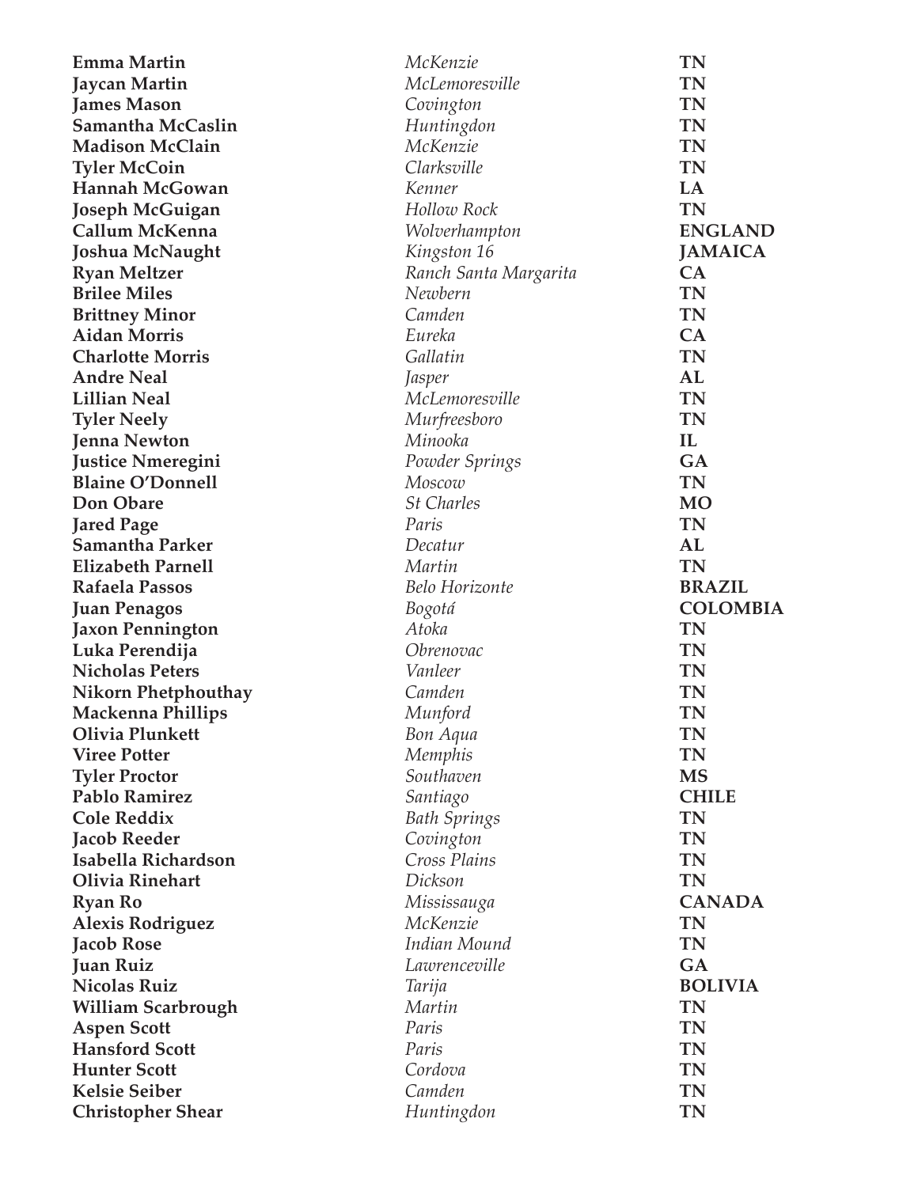| | | |
|---|---|---|
| **Emma Martin** | *McKenzie* | **TN** |
| **Jaycan Martin** | *McLemoresville* | **TN** |
| **James Mason** | *Covington* | **TN** |
| **Samantha McCaslin** | *Huntingdon* | **TN** |
| **Madison McClain** | *McKenzie* | **TN** |
| **Tyler McCoin** | *Clarksville* | **TN** |
| **Hannah McGowan** | *Kenner* | **LA** |
| **Joseph McGuigan** | *Hollow Rock* | **TN** |
| **Callum McKenna** | *Wolverhampton* | **ENGLAND** |
| **Joshua McNaught** | *Kingston 16* | **JAMAICA** |
| **Ryan Meltzer** | *Ranch Santa Margarita* | **CA** |
| **Brilee Miles** | *Newbern* | **TN** |
| **Brittney Minor** | *Camden* | **TN** |
| **Aidan Morris** | *Eureka* | **CA** |
| **Charlotte Morris** | *Gallatin* | **TN** |
| **Andre Neal** | *Jasper* | **AL** |
| **Lillian Neal** | *McLemoresville* | **TN** |
| **Tyler Neely** | *Murfreesboro* | **TN** |
| **Jenna Newton** | *Minooka* | **IL** |
| **Justice Nmeregini** | *Powder Springs* | **GA** |
| **Blaine O'Donnell** | *Moscow* | **TN** |
| **Don Obare** | *St Charles* | **MO** |
| **Jared Page** | *Paris* | **TN** |
| **Samantha Parker** | *Decatur* | **AL** |
| **Elizabeth Parnell** | *Martin* | **TN** |
| **Rafaela Passos** | *Belo Horizonte* | **BRAZIL** |
| **Juan Penagos** | *Bogotá* | **COLOMBIA** |
| **Jaxon Pennington** | *Atoka* | **TN** |
| **Luka Perendija** | *Obrenovac* | **TN** |
| **Nicholas Peters** | *Vanleer* | **TN** |
| **Nikorn Phetphouthay** | *Camden* | **TN** |
| **Mackenna Phillips** | *Munford* | **TN** |
| **Olivia Plunkett** | *Bon Aqua* | **TN** |
| **Viree Potter** | *Memphis* | **TN** |
| **Tyler Proctor** | *Southaven* | **MS** |
| **Pablo Ramirez** | *Santiago* | **CHILE** |
| **Cole Reddix** | *Bath Springs* | **TN** |
| **Jacob Reeder** | *Covington* | **TN** |
| **Isabella Richardson** | *Cross Plains* | **TN** |
| **Olivia Rinehart** | *Dickson* | **TN** |
| **Ryan Ro** | *Mississauga* | **CANADA** |
| **Alexis Rodriguez** | *McKenzie* | **TN** |
| **Jacob Rose** | *Indian Mound* | **TN** |
| **Juan Ruiz** | *Lawrenceville* | **GA** |
| **Nicolas Ruiz** | *Tarija* | **BOLIVIA** |
| **William Scarbrough** | *Martin* | **TN** |
| **Aspen Scott** | *Paris* | **TN** |
| **Hansford Scott** | *Paris* | **TN** |
| **Hunter Scott** | *Cordova* | **TN** |
| **Kelsie Seiber** | *Camden* | **TN** |
| **Christopher Shear** | *Huntingdon* | **TN** |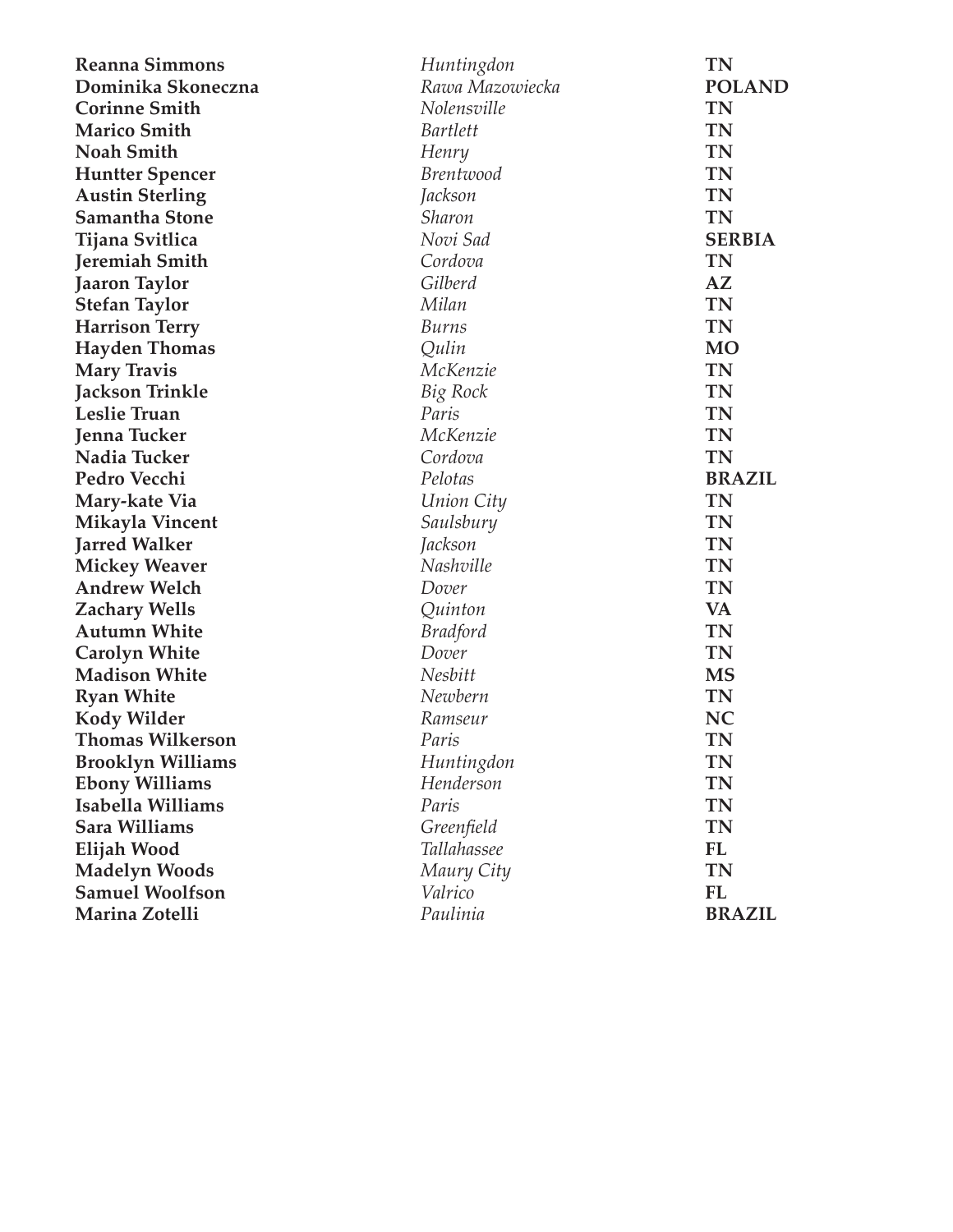| | | |
|---|---|---|
| **Reanna Simmons** | *Huntingdon* | **TN** |
| **Dominika Skoneczna** | *Rawa Mazowiecka* | **POLAND** |
| **Corinne Smith** | *Nolensville* | **TN** |
| **Marico Smith** | *Bartlett* | **TN** |
| **Noah Smith** | *Henry* | **TN** |
| **Huntter Spencer** | *Brentwood* | **TN** |
| **Austin Sterling** | *Jackson* | **TN** |
| **Samantha Stone** | *Sharon* | **TN** |
| **Tijana Svitlica** | *Novi Sad* | **SERBIA** |
| **Jeremiah Smith** | *Cordova* | **TN** |
| **Jaaron Taylor** | *Gilberd* | **AZ** |
| **Stefan Taylor** | *Milan* | **TN** |
| **Harrison Terry** | *Burns* | **TN** |
| **Hayden Thomas** | *Qulin* | **MO** |
| **Mary Travis** | *McKenzie* | **TN** |
| **Jackson Trinkle** | *Big Rock* | **TN** |
| **Leslie Truan** | *Paris* | **TN** |
| **Jenna Tucker** | *McKenzie* | **TN** |
| **Nadia Tucker** | *Cordova* | **TN** |
| **Pedro Vecchi** | *Pelotas* | **BRAZIL** |
| **Mary-kate Via** | *Union City* | **TN** |
| **Mikayla Vincent** | *Saulsbury* | **TN** |
| **Jarred Walker** | *Jackson* | **TN** |
| **Mickey Weaver** | *Nashville* | **TN** |
| **Andrew Welch** | *Dover* | **TN** |
| **Zachary Wells** | *Quinton* | **VA** |
| **Autumn White** | *Bradford* | **TN** |
| **Carolyn White** | *Dover* | **TN** |
| **Madison White** | *Nesbitt* | **MS** |
| **Ryan White** | *Newbern* | **TN** |
| **Kody Wilder** | *Ramseur* | **NC** |
| **Thomas Wilkerson** | *Paris* | **TN** |
| **Brooklyn Williams** | *Huntingdon* | **TN** |
| **Ebony Williams** | *Henderson* | **TN** |
| **Isabella Williams** | *Paris* | **TN** |
| **Sara Williams** | *Greenfield* | **TN** |
| **Elijah Wood** | *Tallahassee* | **FL** |
| **Madelyn Woods** | *Maury City* | **TN** |
| **Samuel Woolfson** | *Valrico* | **FL** |
| **Marina Zotelli** | *Paulinia* | **BRAZIL** |